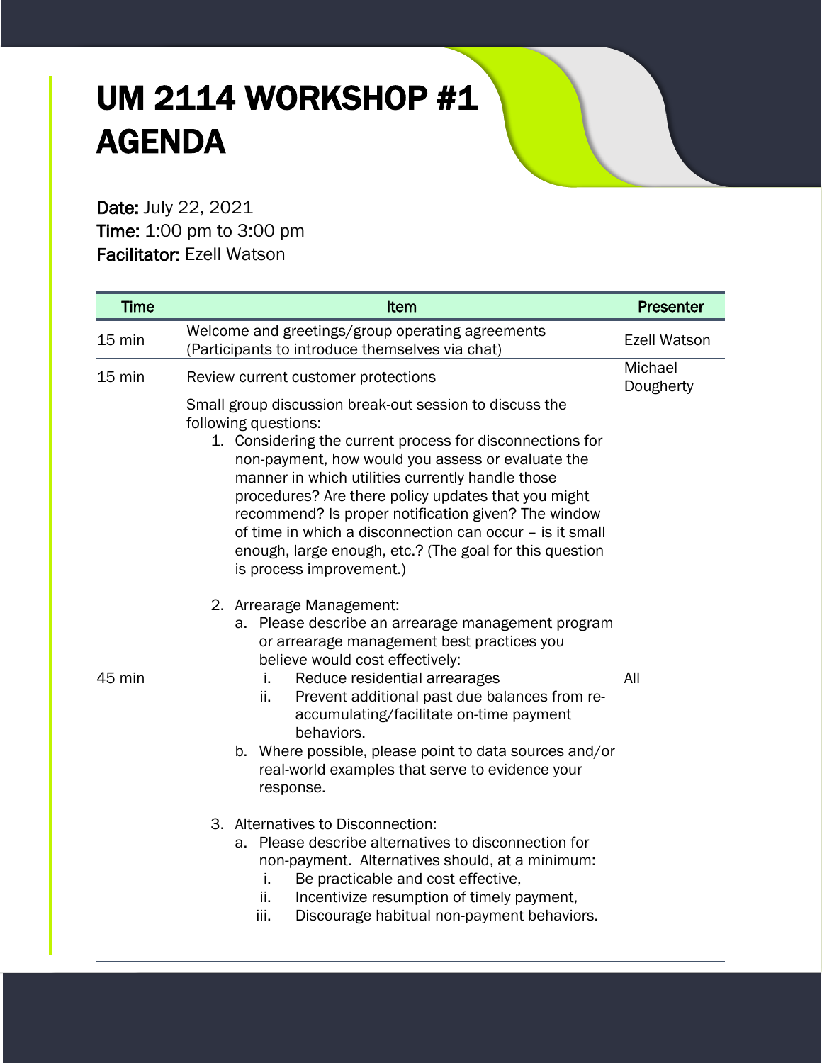# UM 2114 WORKSHOP #1 AGENDA

**Date:** July 22, 2021
**Time:** 1:00 pm to 3:00 pm
**Facilitator:** Ezell Watson

| Time | Item | Presenter |
|---|---|---|
| 15 min | Welcome and greetings/group operating agreements (Participants to introduce themselves via chat) | Ezell Watson |
| 15 min | Review current customer protections | Michael Dougherty |
| 45 min | Small group discussion break-out session to discuss the following questions:<br>1. Considering the current process for disconnections for non-payment, how would you assess or evaluate the manner in which utilities currently handle those procedures? Are there policy updates that you might recommend? Is proper notification given? The window of time in which a disconnection can occur – is it small enough, large enough, etc.? (The goal for this question is process improvement.)<br>2. Arrearage Management:<br>a. Please describe an arrearage management program or arrearage management best practices you believe would cost effectively:<br>i. Reduce residential arrearages<br>ii. Prevent additional past due balances from re-accumulating/facilitate on-time payment behaviors.<br>b. Where possible, please point to data sources and/or real-world examples that serve to evidence your response.<br>3. Alternatives to Disconnection:<br>a. Please describe alternatives to disconnection for non-payment. Alternatives should, at a minimum:<br>i. Be practicable and cost effective,<br>ii. Incentivize resumption of timely payment,<br>iii. Discourage habitual non-payment behaviors. | All |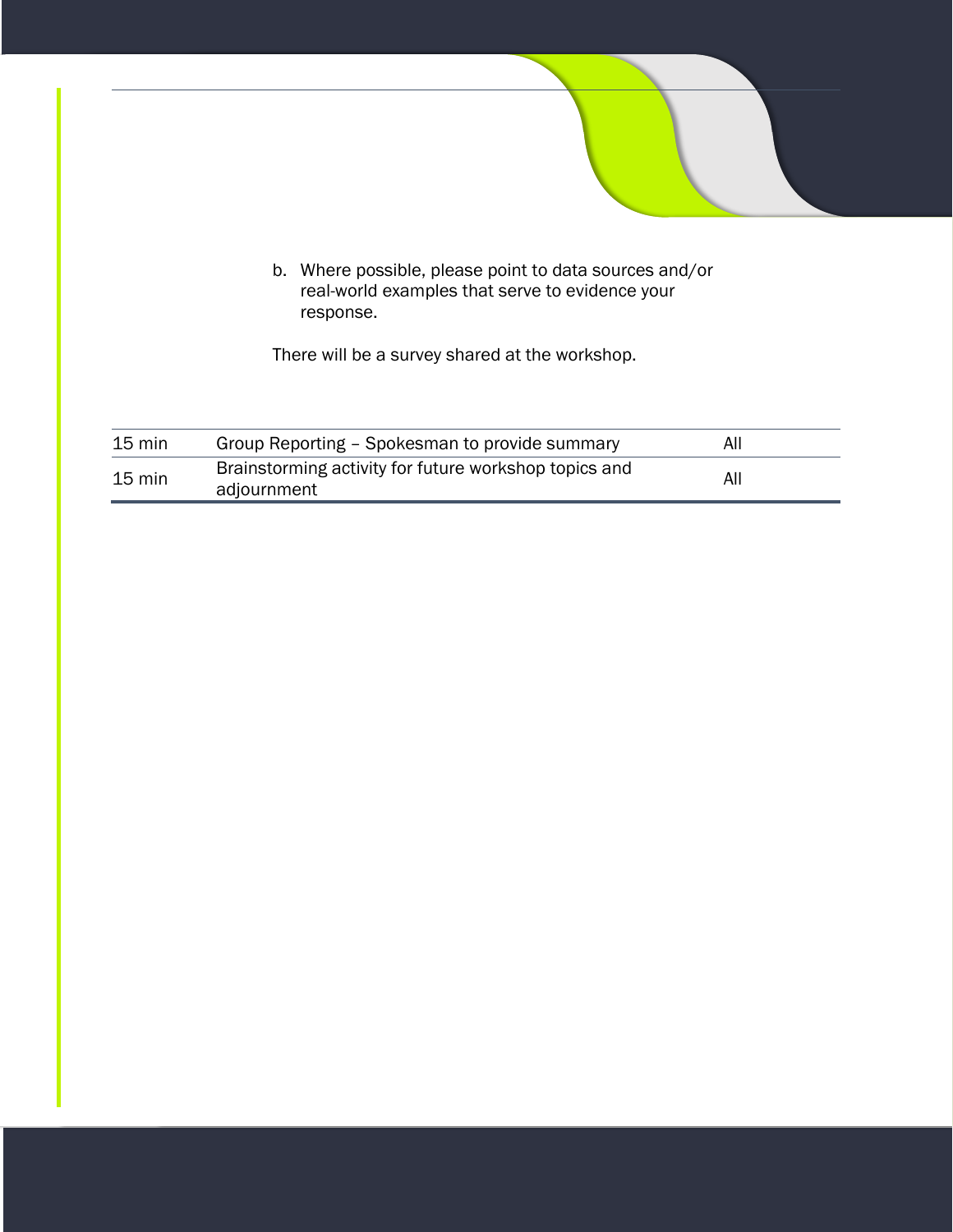b. Where possible, please point to data sources and/or real-world examples that serve to evidence your response.

There will be a survey shared at the workshop.

| | | |
|---|---|---|
| 15 min | Group Reporting – Spokesman to provide summary | All |
| 15 min | Brainstorming activity for future workshop topics and adjournment | All |